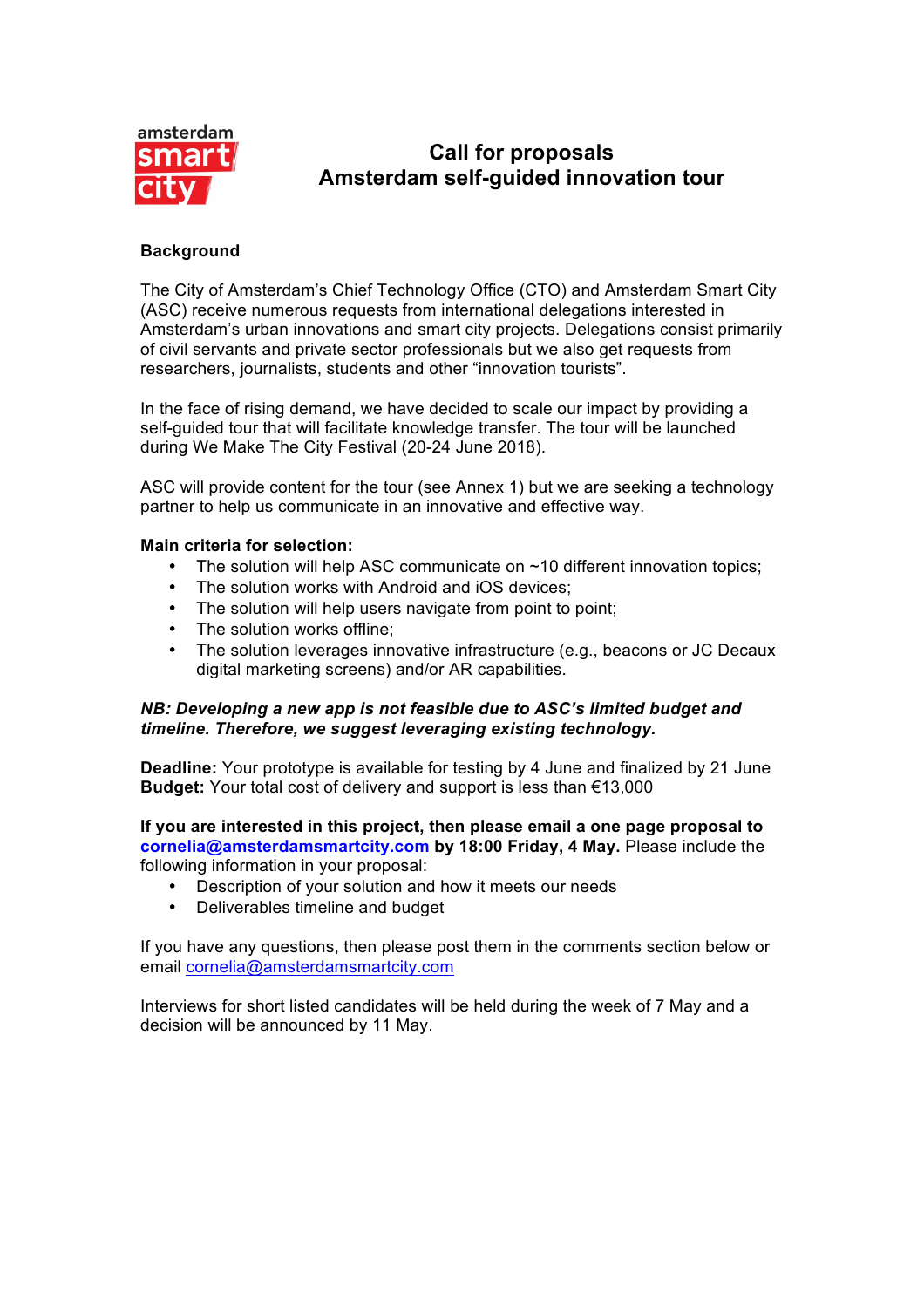amsterdam smart city

# Call for proposals
# Amsterdam self-guided innovation tour

## Background

The City of Amsterdam's Chief Technology Office (CTO) and Amsterdam Smart City (ASC) receive numerous requests from international delegations interested in Amsterdam's urban innovations and smart city projects. Delegations consist primarily of civil servants and private sector professionals but we also get requests from researchers, journalists, students and other "innovation tourists".

In the face of rising demand, we have decided to scale our impact by providing a self-guided tour that will facilitate knowledge transfer. The tour will be launched during We Make The City Festival (20-24 June 2018).

ASC will provide content for the tour (see Annex 1) but we are seeking a technology partner to help us communicate in an innovative and effective way.

**Main criteria for selection:**

- The solution will help ASC communicate on ~10 different innovation topics;
- The solution works with Android and iOS devices;
- The solution will help users navigate from point to point;
- The solution works offline;
- The solution leverages innovative infrastructure (e.g., beacons or JC Decaux digital marketing screens) and/or AR capabilities.

***NB: Developing a new app is not feasible due to ASC's limited budget and timeline. Therefore, we suggest leveraging existing technology.***

**Deadline:** Your prototype is available for testing by 4 June and finalized by 21 June
**Budget:** Your total cost of delivery and support is less than €13,000

**If you are interested in this project, then please email a one page proposal to [cornelia@amsterdamsmartcity.com](mailto:cornelia@amsterdamsmartcity.com) by 18:00 Friday, 4 May.** Please include the following information in your proposal:

- Description of your solution and how it meets our needs
- Deliverables timeline and budget

If you have any questions, then please post them in the comments section below or email [cornelia@amsterdamsmartcity.com](mailto:cornelia@amsterdamsmartcity.com)

Interviews for short listed candidates will be held during the week of 7 May and a decision will be announced by 11 May.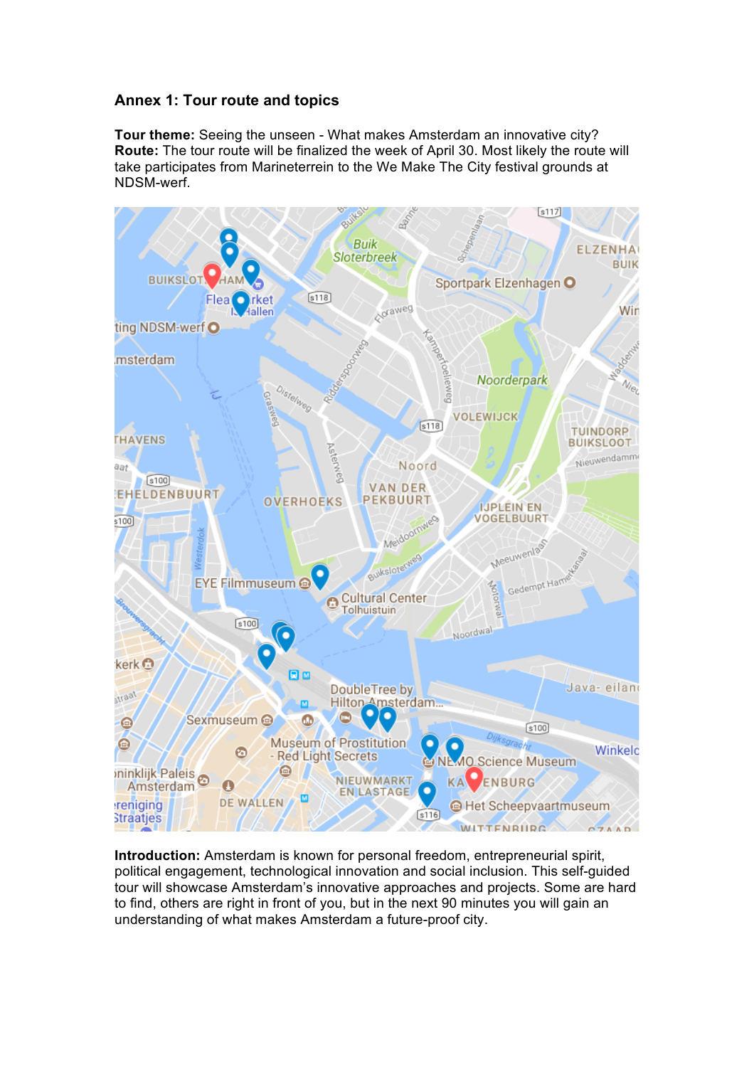### Annex 1: Tour route and topics

**Tour theme:** Seeing the unseen - What makes Amsterdam an innovative city?
**Route:** The tour route will be finalized the week of April 30. Most likely the route will take participates from Marineterrein to the We Make The City festival grounds at NDSM-werf.

**Introduction:** Amsterdam is known for personal freedom, entrepreneurial spirit, political engagement, technological innovation and social inclusion. This self-guided tour will showcase Amsterdam's innovative approaches and projects. Some are hard to find, others are right in front of you, but in the next 90 minutes you will gain an understanding of what makes Amsterdam a future-proof city.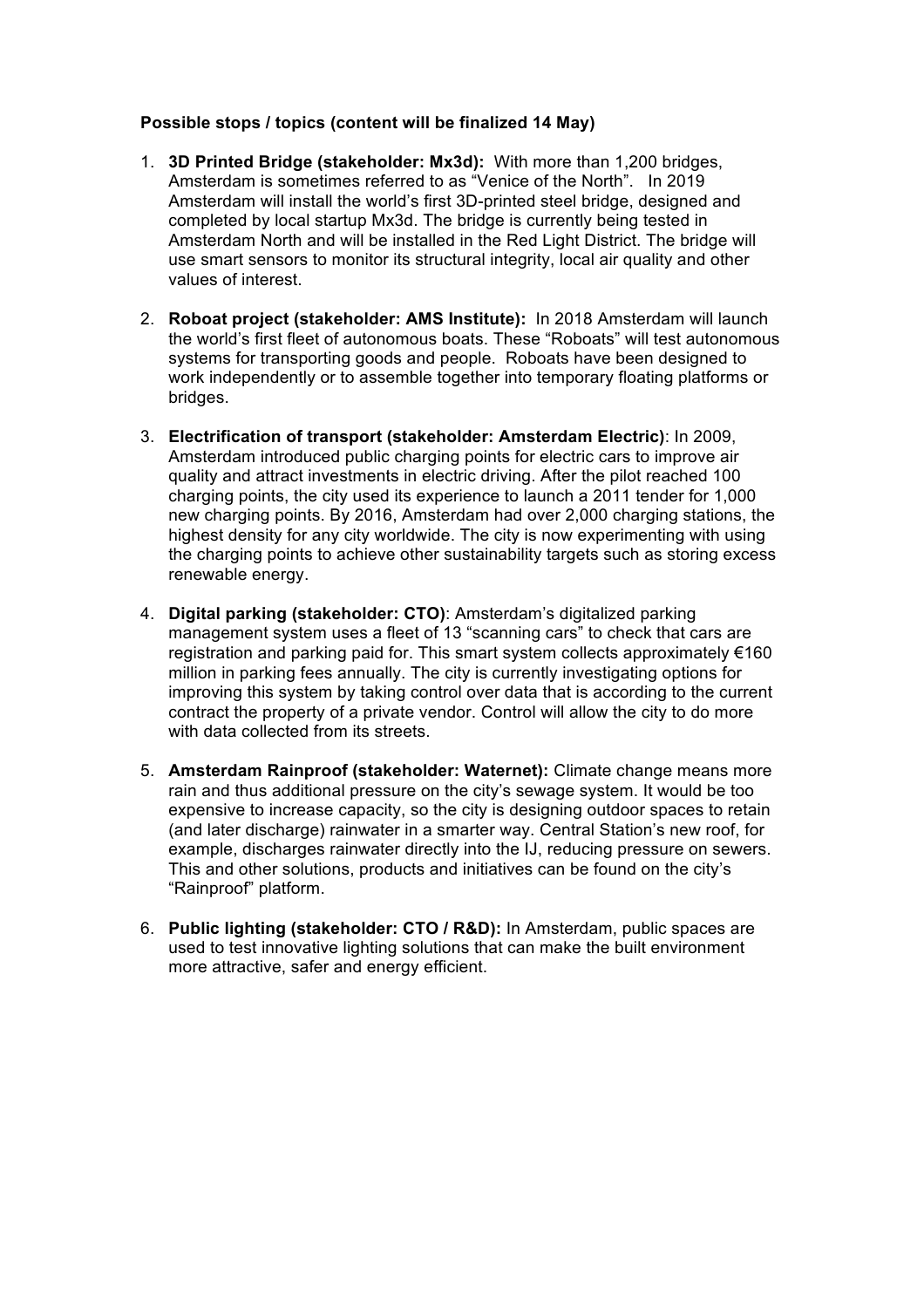**Possible stops / topics (content will be finalized 14 May)**

1. **3D Printed Bridge (stakeholder: Mx3d):** With more than 1,200 bridges, Amsterdam is sometimes referred to as "Venice of the North". In 2019 Amsterdam will install the world's first 3D-printed steel bridge, designed and completed by local startup Mx3d. The bridge is currently being tested in Amsterdam North and will be installed in the Red Light District. The bridge will use smart sensors to monitor its structural integrity, local air quality and other values of interest.

2. **Roboat project (stakeholder: AMS Institute):** In 2018 Amsterdam will launch the world's first fleet of autonomous boats. These "Roboats" will test autonomous systems for transporting goods and people. Roboats have been designed to work independently or to assemble together into temporary floating platforms or bridges.

3. **Electrification of transport (stakeholder: Amsterdam Electric)**: In 2009, Amsterdam introduced public charging points for electric cars to improve air quality and attract investments in electric driving. After the pilot reached 100 charging points, the city used its experience to launch a 2011 tender for 1,000 new charging points. By 2016, Amsterdam had over 2,000 charging stations, the highest density for any city worldwide. The city is now experimenting with using the charging points to achieve other sustainability targets such as storing excess renewable energy.

4. **Digital parking (stakeholder: CTO)**: Amsterdam's digitalized parking management system uses a fleet of 13 "scanning cars" to check that cars are registration and parking paid for. This smart system collects approximately €160 million in parking fees annually. The city is currently investigating options for improving this system by taking control over data that is according to the current contract the property of a private vendor. Control will allow the city to do more with data collected from its streets.

5. **Amsterdam Rainproof (stakeholder: Waternet):** Climate change means more rain and thus additional pressure on the city's sewage system. It would be too expensive to increase capacity, so the city is designing outdoor spaces to retain (and later discharge) rainwater in a smarter way. Central Station's new roof, for example, discharges rainwater directly into the IJ, reducing pressure on sewers. This and other solutions, products and initiatives can be found on the city's "Rainproof" platform.

6. **Public lighting (stakeholder: CTO / R&D):** In Amsterdam, public spaces are used to test innovative lighting solutions that can make the built environment more attractive, safer and energy efficient.